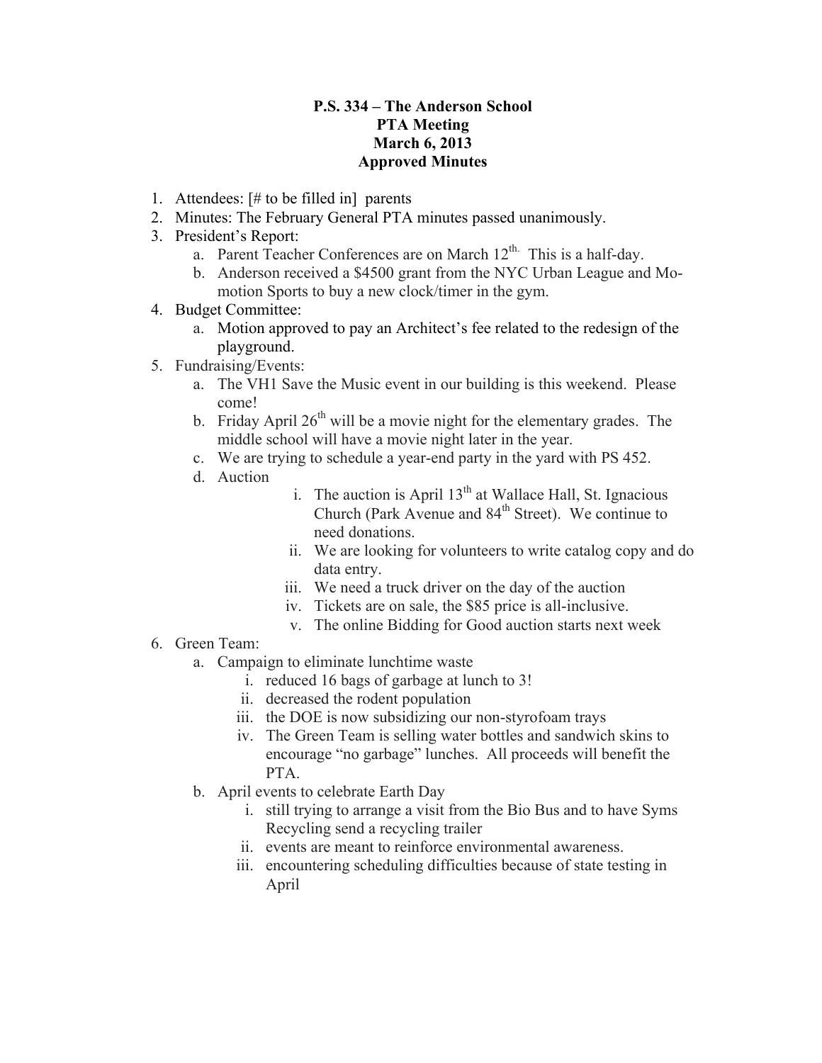# P.S. 334 – The Anderson School
## PTA Meeting
## March 6, 2013
## Approved Minutes

1. Attendees: [# to be filled in] parents
2. Minutes: The February General PTA minutes passed unanimously.
3. President's Report:
   a. Parent Teacher Conferences are on March 12th. This is a half-day.
   b. Anderson received a $4500 grant from the NYC Urban League and Mo-motion Sports to buy a new clock/timer in the gym.
4. Budget Committee:
   a. Motion approved to pay an Architect's fee related to the redesign of the playground.
5. Fundraising/Events:
   a. The VH1 Save the Music event in our building is this weekend. Please come!
   b. Friday April 26th will be a movie night for the elementary grades. The middle school will have a movie night later in the year.
   c. We are trying to schedule a year-end party in the yard with PS 452.
   d. Auction
      i. The auction is April 13th at Wallace Hall, St. Ignacious Church (Park Avenue and 84th Street). We continue to need donations.
      ii. We are looking for volunteers to write catalog copy and do data entry.
      iii. We need a truck driver on the day of the auction
      iv. Tickets are on sale, the $85 price is all-inclusive.
      v. The online Bidding for Good auction starts next week
6. Green Team:
   a. Campaign to eliminate lunchtime waste
      i. reduced 16 bags of garbage at lunch to 3!
      ii. decreased the rodent population
      iii. the DOE is now subsidizing our non-styrofoam trays
      iv. The Green Team is selling water bottles and sandwich skins to encourage "no garbage" lunches. All proceeds will benefit the PTA.
   b. April events to celebrate Earth Day
      i. still trying to arrange a visit from the Bio Bus and to have Syms Recycling send a recycling trailer
      ii. events are meant to reinforce environmental awareness.
      iii. encountering scheduling difficulties because of state testing in April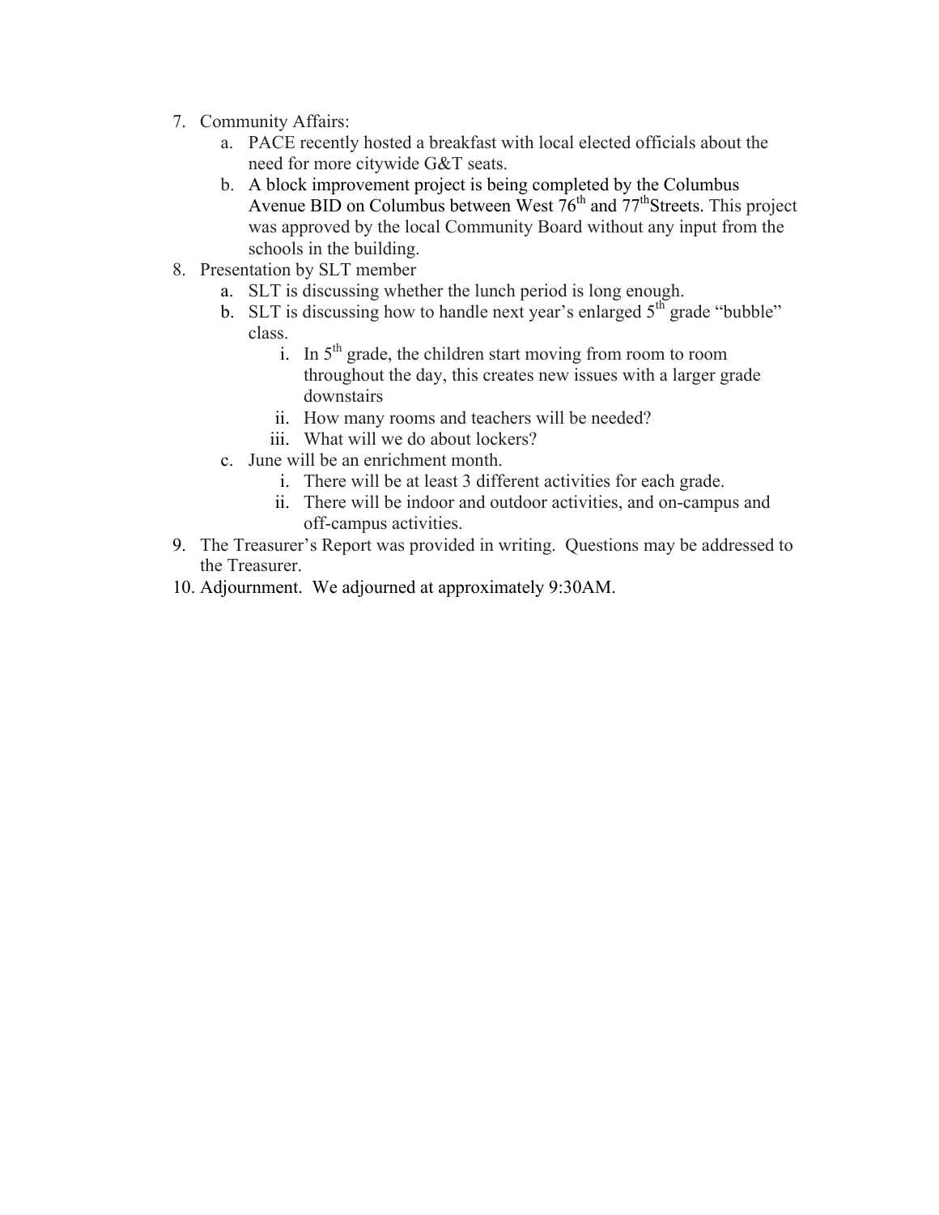7. Community Affairs:
    a. PACE recently hosted a breakfast with local elected officials about the need for more citywide G&T seats.
    b. A block improvement project is being completed by the Columbus Avenue BID on Columbus between West 76th and 77th Streets. This project was approved by the local Community Board without any input from the schools in the building.
8. Presentation by SLT member
    a. SLT is discussing whether the lunch period is long enough.
    b. SLT is discussing how to handle next year's enlarged 5th grade "bubble" class.
        i. In 5th grade, the children start moving from room to room throughout the day, this creates new issues with a larger grade downstairs
        ii. How many rooms and teachers will be needed?
        iii. What will we do about lockers?
    c. June will be an enrichment month.
        i. There will be at least 3 different activities for each grade.
        ii. There will be indoor and outdoor activities, and on-campus and off-campus activities.
9. The Treasurer's Report was provided in writing. Questions may be addressed to the Treasurer.
10. Adjournment. We adjourned at approximately 9:30AM.